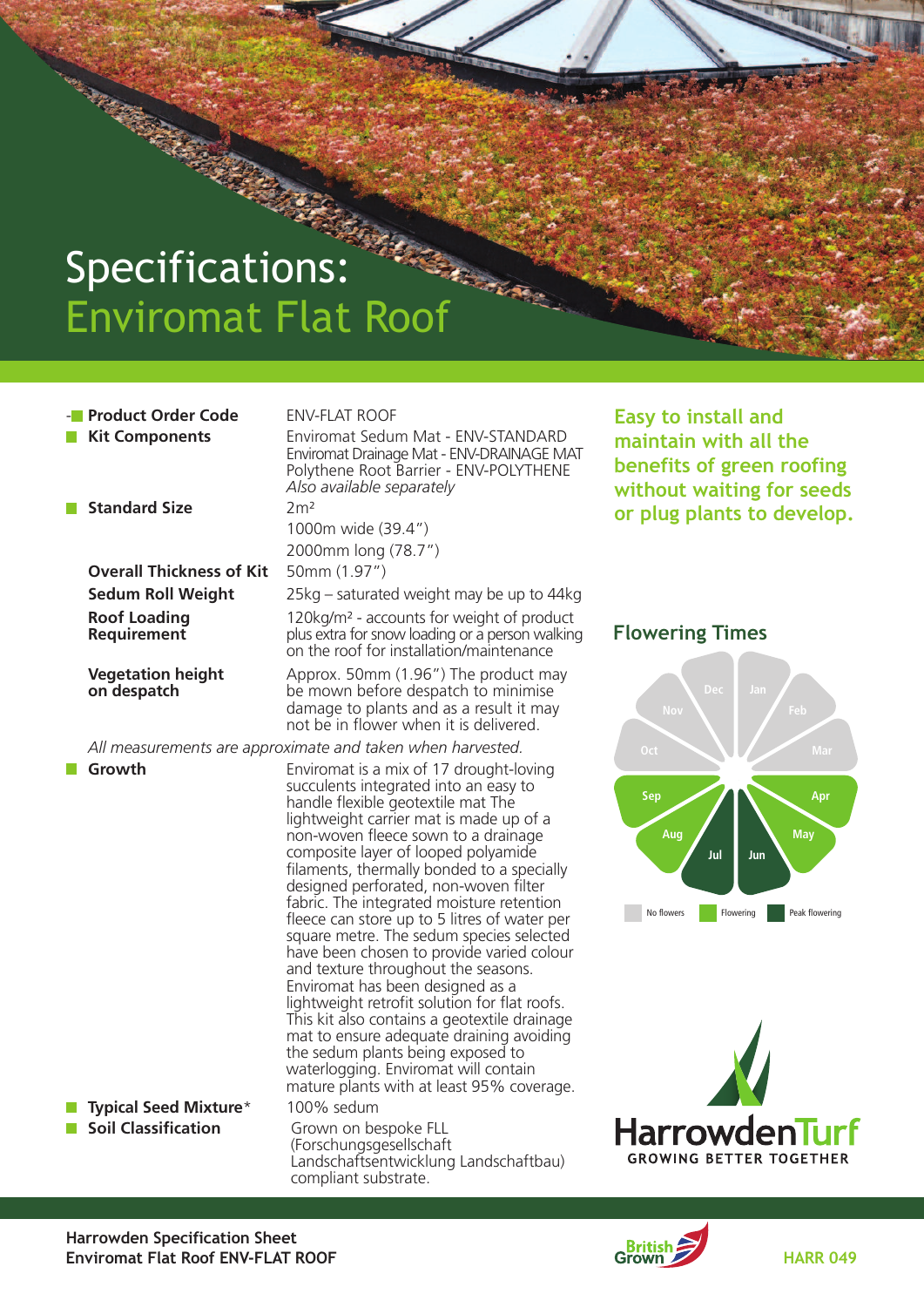# Specifications: Enviromat Flat Roof

| | |
|---|---|
| **Product Order Code** | ENV-FLAT ROOF |
| **Kit Components** | Enviromat Sedum Mat - ENV-STANDARD<br>Enviromat Drainage Mat - ENV-DRAINAGE MAT<br>Polythene Root Barrier - ENV-POLYTHENE<br>*Also available separately* |
| **Standard Size** | 2m²<br>1000m wide (39.4")<br>2000mm long (78.7") |
| **Overall Thickness of Kit** | 50mm (1.97") |
| **Sedum Roll Weight** | 25kg – saturated weight may be up to 44kg |
| **Roof Loading Requirement** | 120kg/m² - accounts for weight of product plus extra for snow loading or a person walking on the roof for installation/maintenance |
| **Vegetation height on despatch** | Approx. 50mm (1.96") The product may be mown before despatch to minimise damage to plants and as a result it may not be in flower when it is delivered. |

*All measurements are approximate and taken when harvested.*

| | |
|---|---|
| **Growth** | Enviromat is a mix of 17 drought-loving succulents integrated into an easy to handle flexible geotextile mat The lightweight carrier mat is made up of a non-woven fleece sown to a drainage composite layer of looped polyamide filaments, thermally bonded to a specially designed perforated, non-woven filter fabric. The integrated moisture retention fleece can store up to 5 litres of water per square metre. The sedum species selected have been chosen to provide varied colour and texture throughout the seasons. Enviromat has been designed as a lightweight retrofit solution for flat roofs. This kit also contains a geotextile drainage mat to ensure adequate draining avoiding the sedum plants being exposed to waterlogging. Enviromat will contain mature plants with at least 95% coverage. |
| **Typical Seed Mixture*** | 100% sedum |
| **Soil Classification** | Grown on bespoke FLL (Forschungsgesellschaft Landschaftsentwicklung Landschaftbau) compliant substrate. |

**Easy to install and maintain with all the benefits of green roofing without waiting for seeds or plug plants to develop.**

## Flowering Times

| Month | Status |
|---|---|
| Jan | No flowers |
| Feb | No flowers |
| Mar | No flowers |
| Apr | Flowering |
| May | Flowering |
| Jun | Peak flowering |
| Jul | Peak flowering |
| Aug | Flowering |
| Sep | Flowering |
| Oct | No flowers |
| Nov | No flowers |
| Dec | No flowers |

HarrowdenTurf
GROWING BETTER TOGETHER

**Harrowden Specification Sheet**
**Enviromat Flat Roof ENV-FLAT ROOF**

British Grown

HARR 049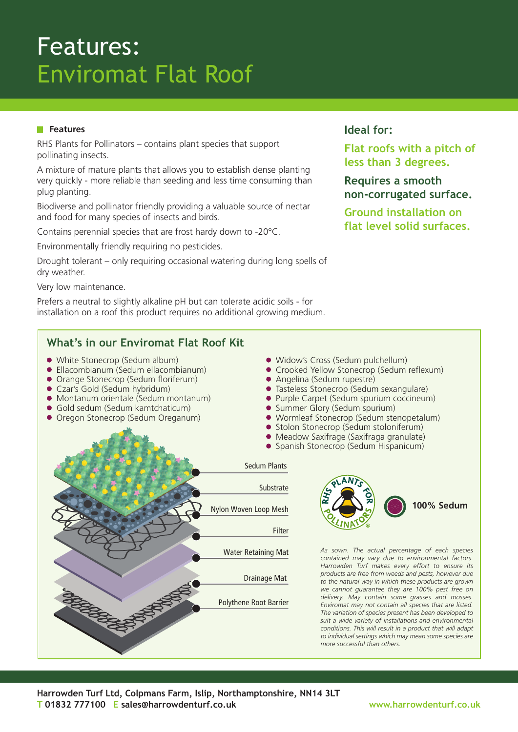# Features:
# Enviromat Flat Roof

## Features

RHS Plants for Pollinators – contains plant species that support pollinating insects.

A mixture of mature plants that allows you to establish dense planting very quickly - more reliable than seeding and less time consuming than plug planting.

Biodiverse and pollinator friendly providing a valuable source of nectar and food for many species of insects and birds.

Contains perennial species that are frost hardy down to -20°C.

Environmentally friendly requiring no pesticides.

Drought tolerant – only requiring occasional watering during long spells of dry weather.

Very low maintenance.

Prefers a neutral to slightly alkaline pH but can tolerate acidic soils - for installation on a roof this product requires no additional growing medium.

## Ideal for:

**Flat roofs with a pitch of less than 3 degrees.**

**Requires a smooth non-corrugated surface.**

**Ground installation on flat level solid surfaces.**

## What's in our Enviromat Flat Roof Kit

- White Stonecrop (Sedum album)
- Ellacombianum (Sedum ellacombianum)
- Orange Stonecrop (Sedum floriferum)
- Czar's Gold (Sedum hybridum)
- Montanum orientale (Sedum montanum)
- Gold sedum (Sedum kamtchaticum)
- Oregon Stonecrop (Sedum Oreganum)
- Widow's Cross (Sedum pulchellum)
- Crooked Yellow Stonecrop (Sedum reflexum)
- Angelina (Sedum rupestre)
- Tasteless Stonecrop (Sedum sexangulare)
- Purple Carpet (Sedum spurium coccineum)
- Summer Glory (Sedum spurium)
- Wormleaf Stonecrop (Sedum stenopetalum)
- Stolon Stonecrop (Sedum stoloniferum)
- Meadow Saxifrage (Saxifraga granulate)
- Spanish Stonecrop (Sedum Hispanicum)

Sedum Plants
Substrate
Nylon Woven Loop Mesh
Filter
Water Retaining Mat
Drainage Mat
Polythene Root Barrier

RHS PLANTS FOR POLLINATORS

**100% Sedum**

*As sown. The actual percentage of each species contained may vary due to environmental factors. Harrowden Turf makes every effort to ensure its products are free from weeds and pests, however due to the natural way in which these products are grown we cannot guarantee they are 100% pest free on delivery. May contain some grasses and mosses. Enviromat may not contain all species that are listed. The variation of species present has been developed to suit a wide variety of installations and environmental conditions. This will result in a product that will adapt to individual settings which may mean some species are more successful than others.*

**Harrowden Turf Ltd, Colpmans Farm, Islip, Northamptonshire, NN14 3LT**
**T 01832 777100 E sales@harrowdenturf.co.uk** www.harrowdenturf.co.uk